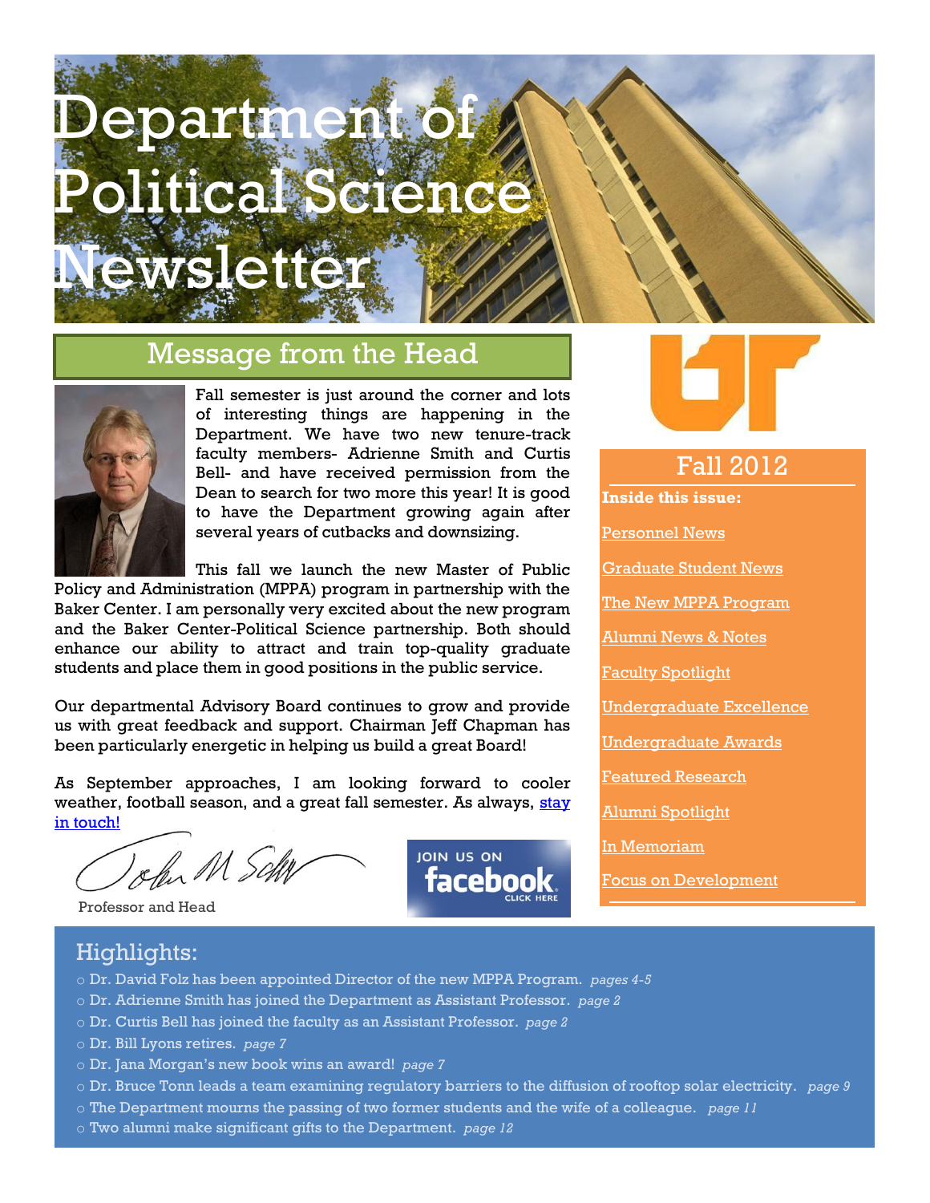# Department of Political Science Newsletter

## Message from the Head

Fall semester is just around the corner and lots of interesting things are happening in the Department. We have two new tenure-track faculty members- Adrienne Smith and Curtis Bell- and have received permission from the Dean to search for two more this year! It is good to have the Department growing again after several years of cutbacks and downsizing.

This fall we launch the new Master of Public Policy and Administration (MPPA) program in partnership with the Baker Center. I am personally very excited about the new program and the Baker Center-Political Science partnership. Both should enhance our ability to attract and train top-quality graduate students and place them in good positions in the public service.

Our departmental Advisory Board continues to grow and provide us with great feedback and support. Chairman Jeff Chapman has been particularly energetic in helping us build a great Board!

As September approaches, I am looking forward to cooler weather, football season, and a great fall semester. As always, stay in touch!

John M Scheb

Professor and Head

JOIN US ON facebook CLICK HERE

## Fall 2012

**Inside this issue:**

- Personnel News
- Graduate Student News
- The New MPPA Program
- Alumni News & Notes
- Faculty Spotlight
- Undergraduate Excellence
- Undergraduate Awards
- Featured Research
- Alumni Spotlight
- In Memoriam
- Focus on Development

## Highlights:

- Dr. David Folz has been appointed Director of the new MPPA Program. *pages 4-5*
- Dr. Adrienne Smith has joined the Department as Assistant Professor. *page 2*
- Dr. Curtis Bell has joined the faculty as an Assistant Professor. *page 2*
- Dr. Bill Lyons retires. *page 7*
- Dr. Jana Morgan's new book wins an award! *page 7*
- Dr. Bruce Tonn leads a team examining regulatory barriers to the diffusion of rooftop solar electricity. *page 9*
- The Department mourns the passing of two former students and the wife of a colleague. *page 11*
- Two alumni make significant gifts to the Department. *page 12*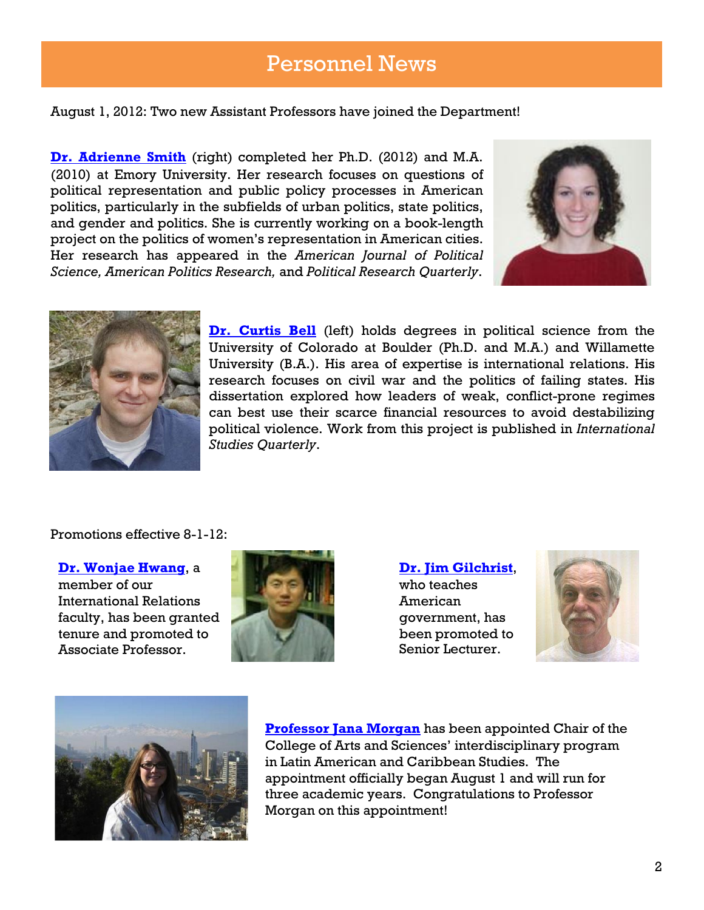# Personnel News

August 1, 2012: Two new Assistant Professors have joined the Department!

**Dr. Adrienne Smith** (right) completed her Ph.D. (2012) and M.A. (2010) at Emory University. Her research focuses on questions of political representation and public policy processes in American politics, particularly in the subfields of urban politics, state politics, and gender and politics. She is currently working on a book-length project on the politics of women's representation in American cities. Her research has appeared in the *American Journal of Political Science, American Politics Research,* and *Political Research Quarterly*.

**Dr. Curtis Bell** (left) holds degrees in political science from the University of Colorado at Boulder (Ph.D. and M.A.) and Willamette University (B.A.). His area of expertise is international relations. His research focuses on civil war and the politics of failing states. His dissertation explored how leaders of weak, conflict-prone regimes can best use their scarce financial resources to avoid destabilizing political violence. Work from this project is published in *International Studies Quarterly*.

Promotions effective 8-1-12:

**Dr. Wonjae Hwang**, a member of our International Relations faculty, has been granted tenure and promoted to Associate Professor.

**Dr. Jim Gilchrist**, who teaches American government, has been promoted to Senior Lecturer.

**Professor Jana Morgan** has been appointed Chair of the College of Arts and Sciences' interdisciplinary program in Latin American and Caribbean Studies. The appointment officially began August 1 and will run for three academic years. Congratulations to Professor Morgan on this appointment!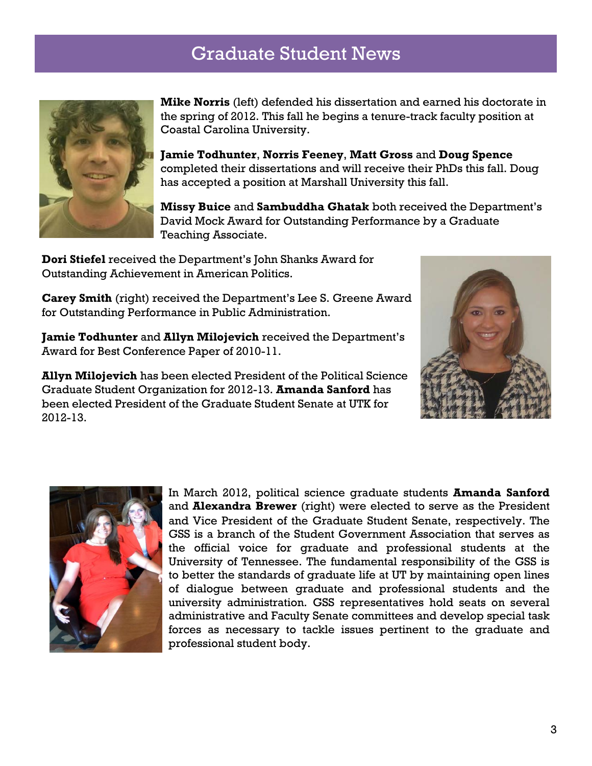# Graduate Student News

**Mike Norris** (left) defended his dissertation and earned his doctorate in the spring of 2012. This fall he begins a tenure-track faculty position at Coastal Carolina University.

**Jamie Todhunter**, **Norris Feeney**, **Matt Gross** and **Doug Spence** completed their dissertations and will receive their PhDs this fall. Doug has accepted a position at Marshall University this fall.

**Missy Buice** and **Sambuddha Ghatak** both received the Department's David Mock Award for Outstanding Performance by a Graduate Teaching Associate.

**Dori Stiefel** received the Department's John Shanks Award for Outstanding Achievement in American Politics.

**Carey Smith** (right) received the Department's Lee S. Greene Award for Outstanding Performance in Public Administration.

**Jamie Todhunter** and **Allyn Milojevich** received the Department's Award for Best Conference Paper of 2010-11.

**Allyn Milojevich** has been elected President of the Political Science Graduate Student Organization for 2012-13. **Amanda Sanford** has been elected President of the Graduate Student Senate at UTK for 2012-13.

In March 2012, political science graduate students **Amanda Sanford** and **Alexandra Brewer** (right) were elected to serve as the President and Vice President of the Graduate Student Senate, respectively. The GSS is a branch of the Student Government Association that serves as the official voice for graduate and professional students at the University of Tennessee. The fundamental responsibility of the GSS is to better the standards of graduate life at UT by maintaining open lines of dialogue between graduate and professional students and the university administration. GSS representatives hold seats on several administrative and Faculty Senate committees and develop special task forces as necessary to tackle issues pertinent to the graduate and professional student body.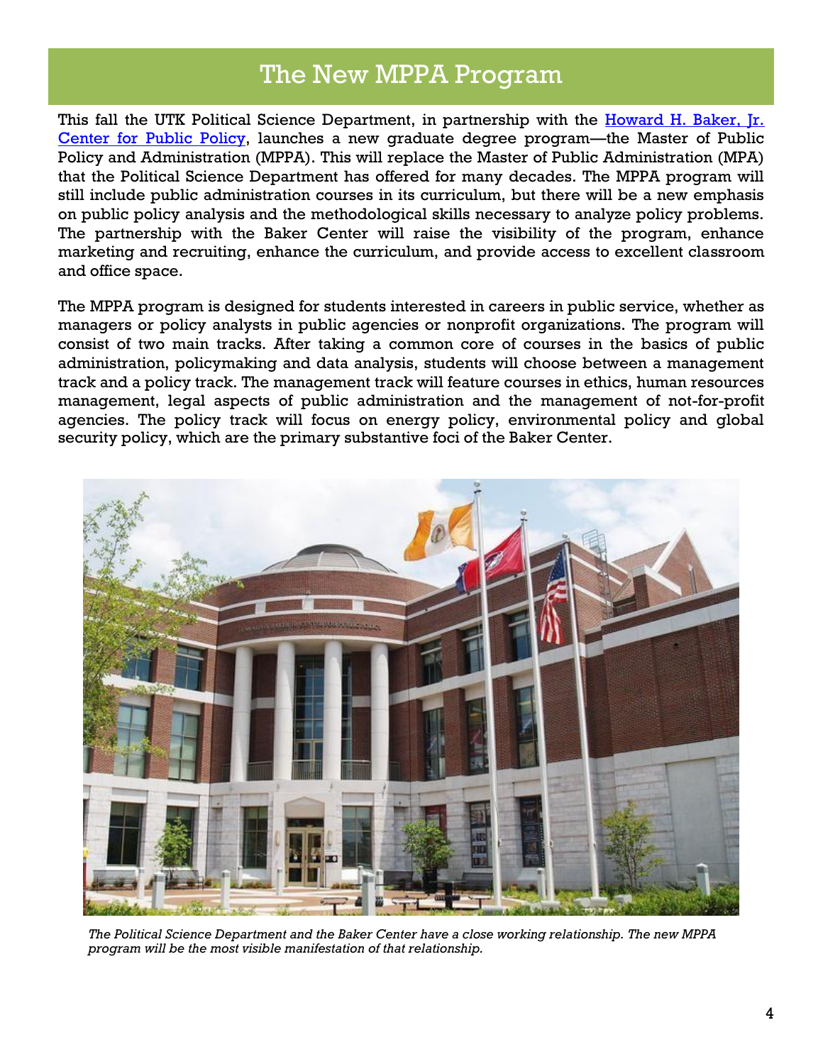# The New MPPA Program

This fall the UTK Political Science Department, in partnership with the [Howard H. Baker, Jr. Center for Public Policy](), launches a new graduate degree program—the Master of Public Policy and Administration (MPPA). This will replace the Master of Public Administration (MPA) that the Political Science Department has offered for many decades. The MPPA program will still include public administration courses in its curriculum, but there will be a new emphasis on public policy analysis and the methodological skills necessary to analyze policy problems. The partnership with the Baker Center will raise the visibility of the program, enhance marketing and recruiting, enhance the curriculum, and provide access to excellent classroom and office space.

The MPPA program is designed for students interested in careers in public service, whether as managers or policy analysts in public agencies or nonprofit organizations. The program will consist of two main tracks. After taking a common core of courses in the basics of public administration, policymaking and data analysis, students will choose between a management track and a policy track. The management track will feature courses in ethics, human resources management, legal aspects of public administration and the management of not-for-profit agencies. The policy track will focus on energy policy, environmental policy and global security policy, which are the primary substantive foci of the Baker Center.

*The Political Science Department and the Baker Center have a close working relationship. The new MPPA program will be the most visible manifestation of that relationship.*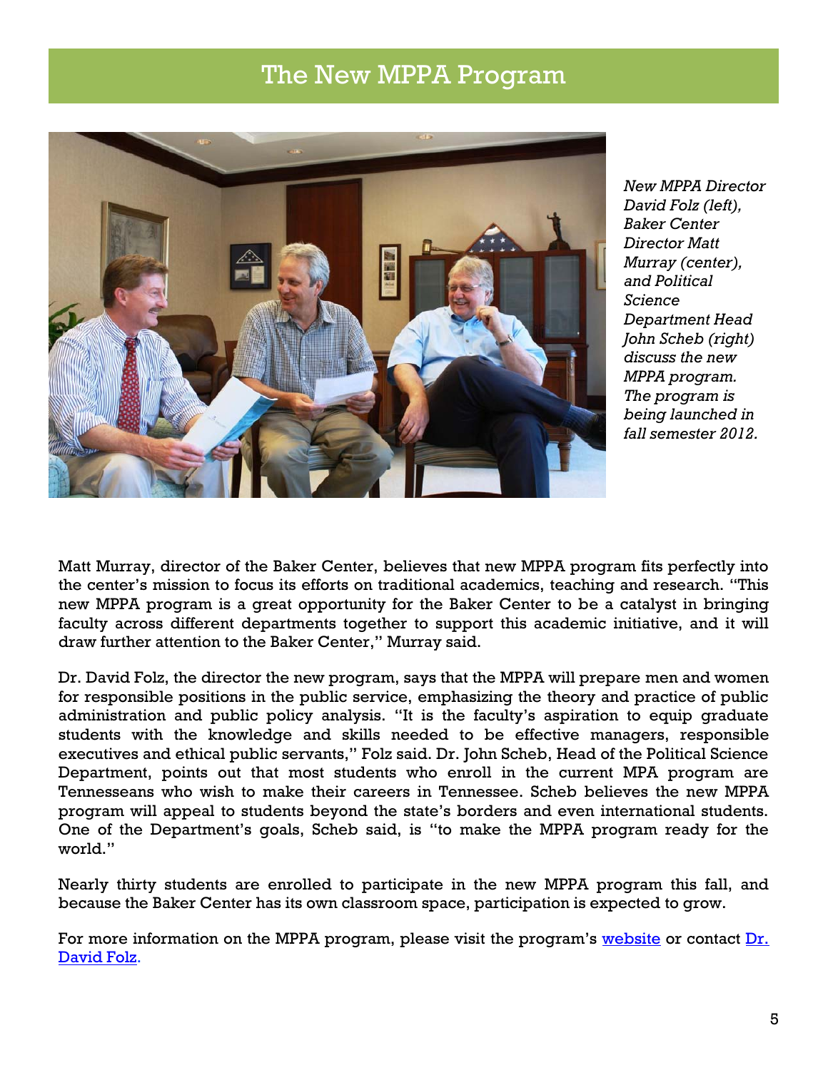# The New MPPA Program

*New MPPA Director David Folz (left), Baker Center Director Matt Murray (center), and Political Science Department Head John Scheb (right) discuss the new MPPA program. The program is being launched in fall semester 2012.*

Matt Murray, director of the Baker Center, believes that new MPPA program fits perfectly into the center's mission to focus its efforts on traditional academics, teaching and research. "This new MPPA program is a great opportunity for the Baker Center to be a catalyst in bringing faculty across different departments together to support this academic initiative, and it will draw further attention to the Baker Center," Murray said.

Dr. David Folz, the director the new program, says that the MPPA will prepare men and women for responsible positions in the public service, emphasizing the theory and practice of public administration and public policy analysis. "It is the faculty's aspiration to equip graduate students with the knowledge and skills needed to be effective managers, responsible executives and ethical public servants," Folz said. Dr. John Scheb, Head of the Political Science Department, points out that most students who enroll in the current MPA program are Tennesseans who wish to make their careers in Tennessee. Scheb believes the new MPPA program will appeal to students beyond the state's borders and even international students. One of the Department's goals, Scheb said, is "to make the MPPA program ready for the world."

Nearly thirty students are enrolled to participate in the new MPPA program this fall, and because the Baker Center has its own classroom space, participation is expected to grow.

For more information on the MPPA program, please visit the program's website or contact Dr. David Folz.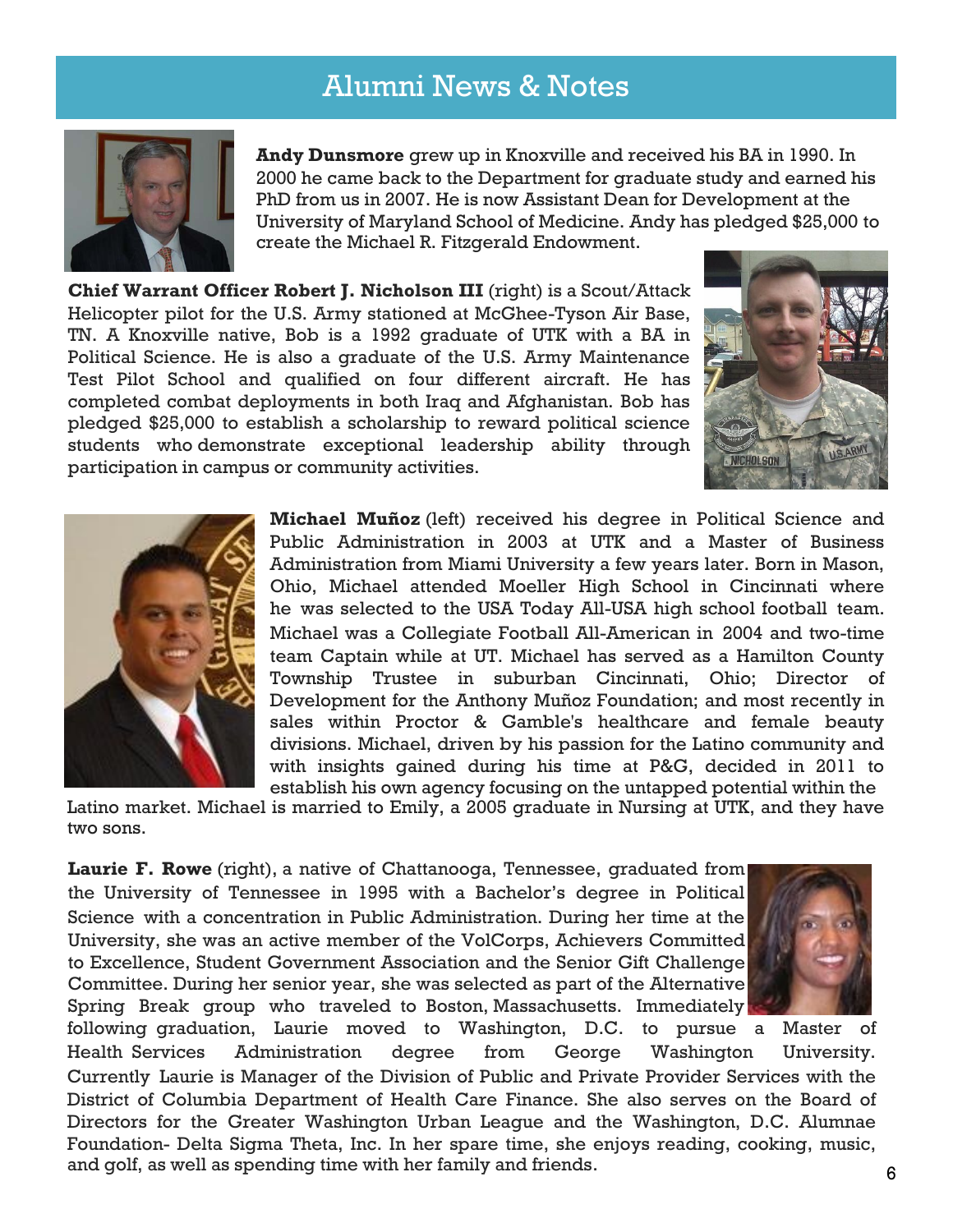# Alumni News & Notes

**Andy Dunsmore** grew up in Knoxville and received his BA in 1990. In 2000 he came back to the Department for graduate study and earned his PhD from us in 2007. He is now Assistant Dean for Development at the University of Maryland School of Medicine. Andy has pledged $25,000 to create the Michael R. Fitzgerald Endowment.

**Chief Warrant Officer Robert J. Nicholson III** (right) is a Scout/Attack Helicopter pilot for the U.S. Army stationed at McGhee-Tyson Air Base, TN. A Knoxville native, Bob is a 1992 graduate of UTK with a BA in Political Science. He is also a graduate of the U.S. Army Maintenance Test Pilot School and qualified on four different aircraft. He has completed combat deployments in both Iraq and Afghanistan. Bob has pledged $25,000 to establish a scholarship to reward political science students who demonstrate exceptional leadership ability through participation in campus or community activities.

**Michael Muñoz** (left) received his degree in Political Science and Public Administration in 2003 at UTK and a Master of Business Administration from Miami University a few years later. Born in Mason, Ohio, Michael attended Moeller High School in Cincinnati where he was selected to the USA Today All-USA high school football team. Michael was a Collegiate Football All-American in 2004 and two-time team Captain while at UT. Michael has served as a Hamilton County Township Trustee in suburban Cincinnati, Ohio; Director of Development for the Anthony Muñoz Foundation; and most recently in sales within Proctor & Gamble's healthcare and female beauty divisions. Michael, driven by his passion for the Latino community and with insights gained during his time at P&G, decided in 2011 to establish his own agency focusing on the untapped potential within the Latino market. Michael is married to Emily, a 2005 graduate in Nursing at UTK, and they have two sons.

**Laurie F. Rowe** (right), a native of Chattanooga, Tennessee, graduated from the University of Tennessee in 1995 with a Bachelor's degree in Political Science with a concentration in Public Administration. During her time at the University, she was an active member of the VolCorps, Achievers Committed to Excellence, Student Government Association and the Senior Gift Challenge Committee. During her senior year, she was selected as part of the Alternative Spring Break group who traveled to Boston, Massachusetts. Immediately following graduation, Laurie moved to Washington, D.C. to pursue a Master of Health Services Administration degree from George Washington University. Currently Laurie is Manager of the Division of Public and Private Provider Services with the District of Columbia Department of Health Care Finance. She also serves on the Board of Directors for the Greater Washington Urban League and the Washington, D.C. Alumnae Foundation- Delta Sigma Theta, Inc. In her spare time, she enjoys reading, cooking, music, and golf, as well as spending time with her family and friends.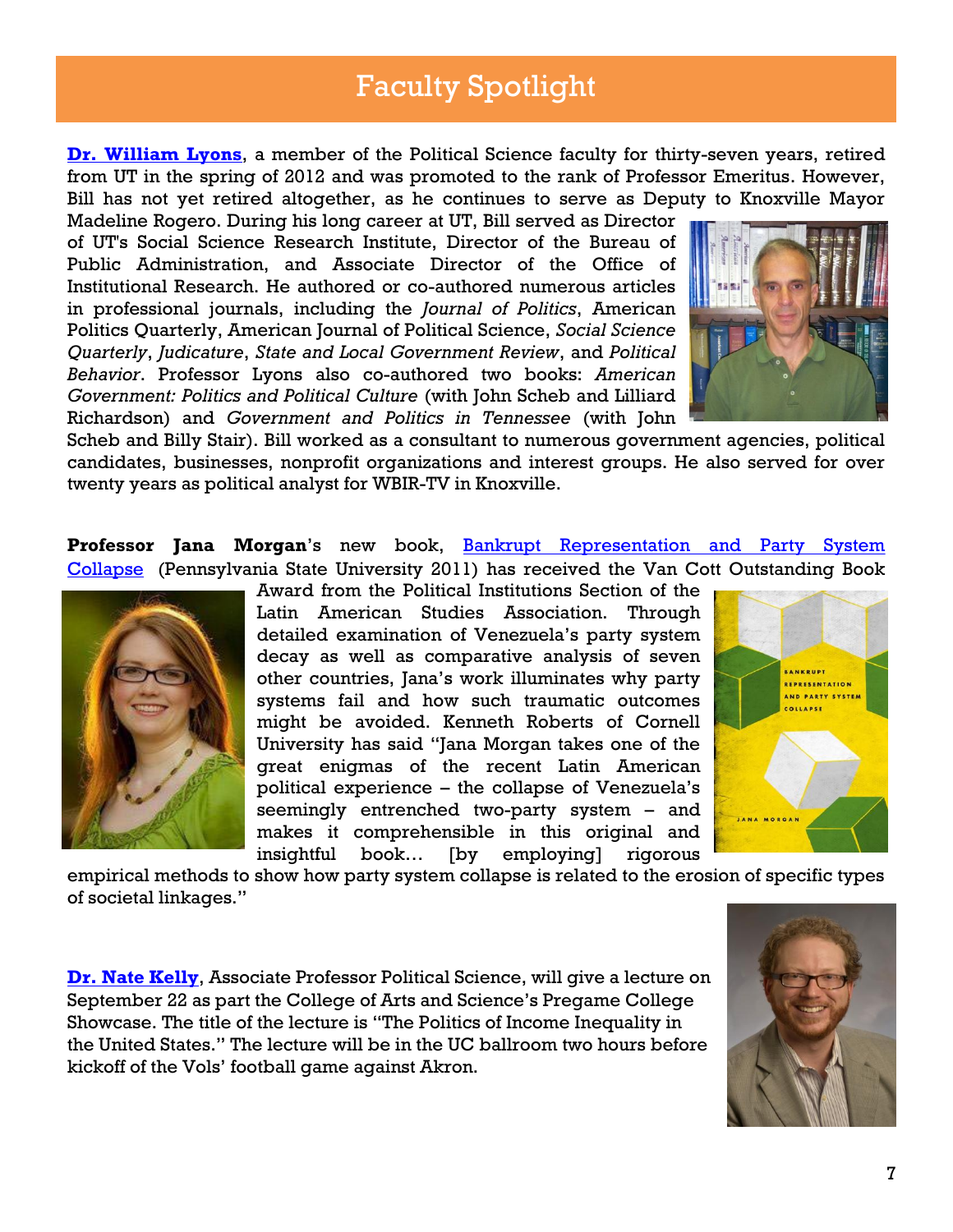# Faculty Spotlight

**Dr. William Lyons**, a member of the Political Science faculty for thirty-seven years, retired from UT in the spring of 2012 and was promoted to the rank of Professor Emeritus. However, Bill has not yet retired altogether, as he continues to serve as Deputy to Knoxville Mayor Madeline Rogero. During his long career at UT, Bill served as Director of UT's Social Science Research Institute, Director of the Bureau of Public Administration, and Associate Director of the Office of Institutional Research. He authored or co-authored numerous articles in professional journals, including the *Journal of Politics*, American Politics Quarterly, American Journal of Political Science, *Social Science Quarterly*, *Judicature*, *State and Local Government Review*, and *Political Behavior*. Professor Lyons also co-authored two books: *American Government: Politics and Political Culture* (with John Scheb and Lilliard Richardson) and *Government and Politics in Tennessee* (with John Scheb and Billy Stair). Bill worked as a consultant to numerous government agencies, political candidates, businesses, nonprofit organizations and interest groups. He also served for over twenty years as political analyst for WBIR-TV in Knoxville.

**Professor Jana Morgan**'s new book, Bankrupt Representation and Party System Collapse (Pennsylvania State University 2011) has received the Van Cott Outstanding Book Award from the Political Institutions Section of the Latin American Studies Association. Through detailed examination of Venezuela's party system decay as well as comparative analysis of seven other countries, Jana's work illuminates why party systems fail and how such traumatic outcomes might be avoided. Kenneth Roberts of Cornell University has said "Jana Morgan takes one of the great enigmas of the recent Latin American political experience – the collapse of Venezuela's seemingly entrenched two-party system – and makes it comprehensible in this original and insightful book… [by employing] rigorous empirical methods to show how party system collapse is related to the erosion of specific types of societal linkages."

**Dr. Nate Kelly**, Associate Professor Political Science, will give a lecture on September 22 as part the College of Arts and Science's Pregame College Showcase. The title of the lecture is "The Politics of Income Inequality in the United States." The lecture will be in the UC ballroom two hours before kickoff of the Vols' football game against Akron.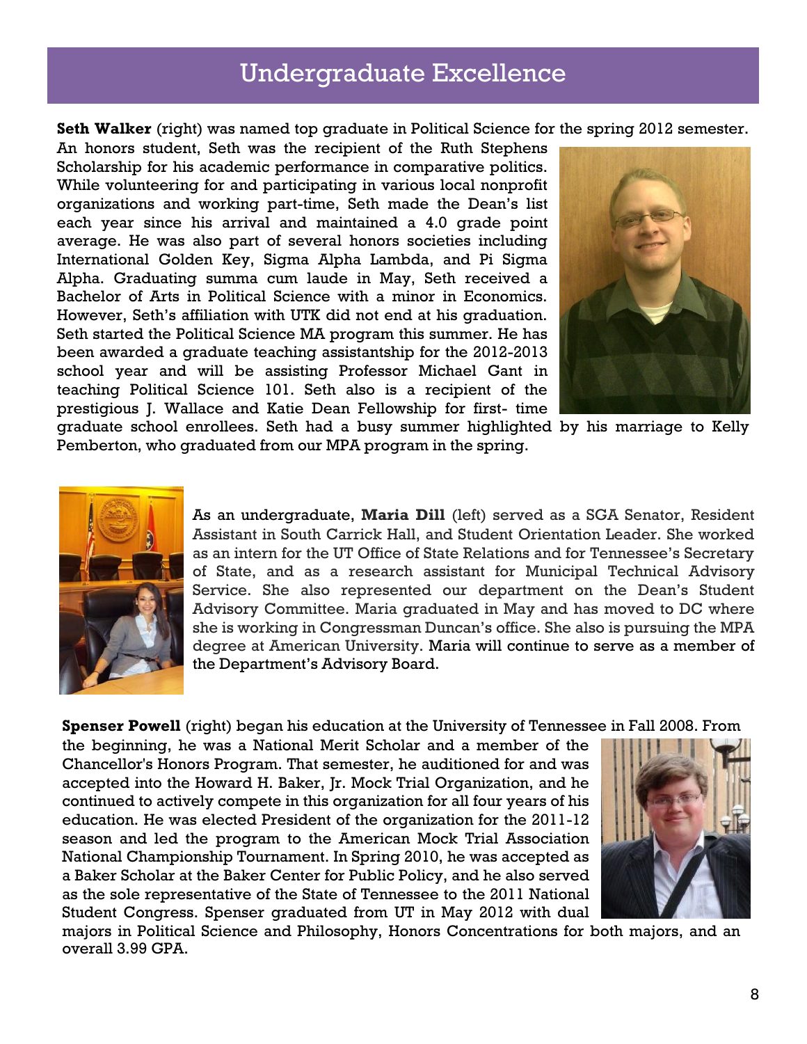# Undergraduate Excellence

**Seth Walker** (right) was named top graduate in Political Science for the spring 2012 semester. An honors student, Seth was the recipient of the Ruth Stephens Scholarship for his academic performance in comparative politics. While volunteering for and participating in various local nonprofit organizations and working part-time, Seth made the Dean's list each year since his arrival and maintained a 4.0 grade point average. He was also part of several honors societies including International Golden Key, Sigma Alpha Lambda, and Pi Sigma Alpha. Graduating summa cum laude in May, Seth received a Bachelor of Arts in Political Science with a minor in Economics. However, Seth's affiliation with UTK did not end at his graduation. Seth started the Political Science MA program this summer. He has been awarded a graduate teaching assistantship for the 2012-2013 school year and will be assisting Professor Michael Gant in teaching Political Science 101. Seth also is a recipient of the prestigious J. Wallace and Katie Dean Fellowship for first- time graduate school enrollees. Seth had a busy summer highlighted by his marriage to Kelly Pemberton, who graduated from our MPA program in the spring.

As an undergraduate, **Maria Dill** (left) served as a SGA Senator, Resident Assistant in South Carrick Hall, and Student Orientation Leader. She worked as an intern for the UT Office of State Relations and for Tennessee's Secretary of State, and as a research assistant for Municipal Technical Advisory Service. She also represented our department on the Dean's Student Advisory Committee. Maria graduated in May and has moved to DC where she is working in Congressman Duncan's office. She also is pursuing the MPA degree at American University. Maria will continue to serve as a member of the Department's Advisory Board.

**Spenser Powell** (right) began his education at the University of Tennessee in Fall 2008. From the beginning, he was a National Merit Scholar and a member of the Chancellor's Honors Program. That semester, he auditioned for and was accepted into the Howard H. Baker, Jr. Mock Trial Organization, and he continued to actively compete in this organization for all four years of his education. He was elected President of the organization for the 2011-12 season and led the program to the American Mock Trial Association National Championship Tournament. In Spring 2010, he was accepted as a Baker Scholar at the Baker Center for Public Policy, and he also served as the sole representative of the State of Tennessee to the 2011 National Student Congress. Spenser graduated from UT in May 2012 with dual majors in Political Science and Philosophy, Honors Concentrations for both majors, and an overall 3.99 GPA.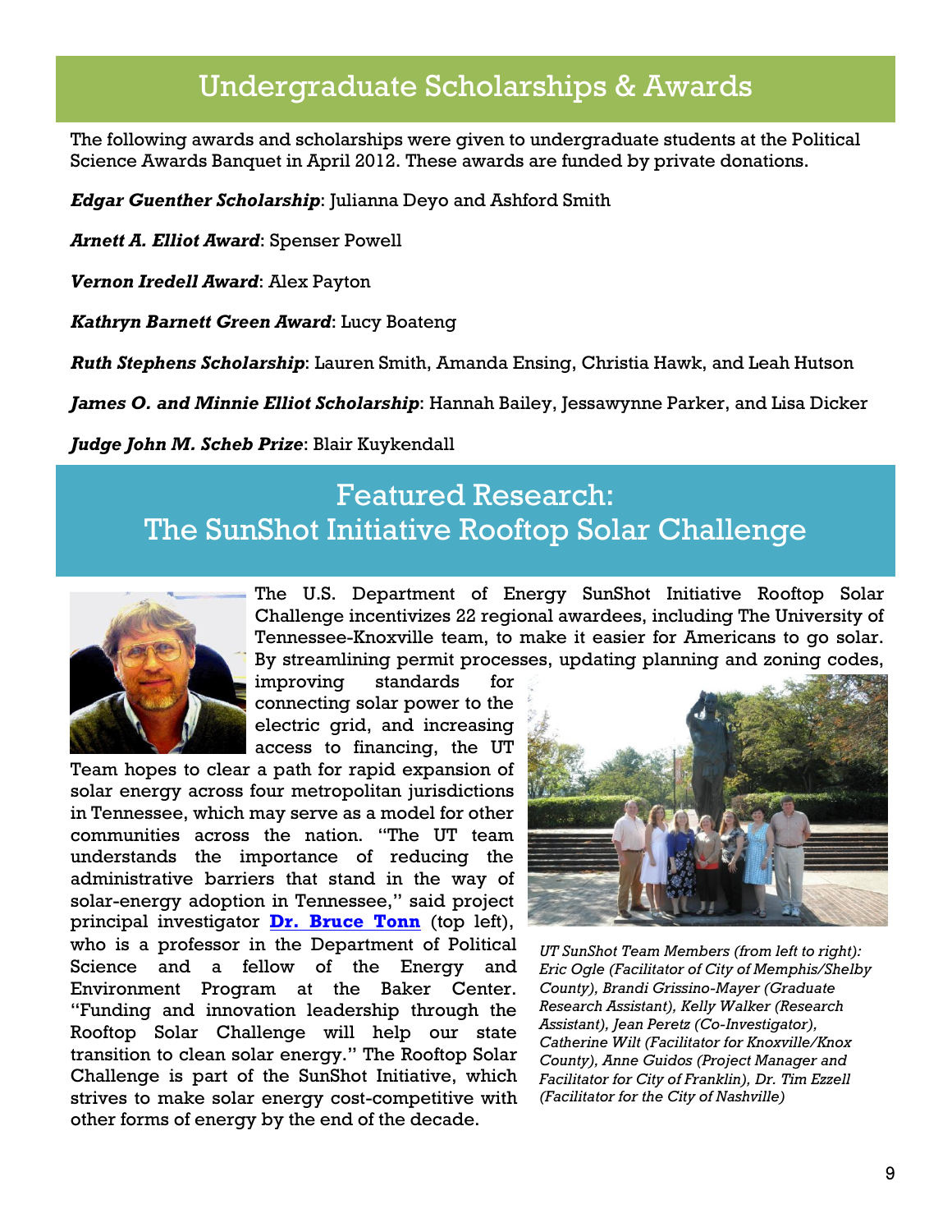# Undergraduate Scholarships & Awards

The following awards and scholarships were given to undergraduate students at the Political Science Awards Banquet in April 2012. These awards are funded by private donations.

***Edgar Guenther Scholarship***: Julianna Deyo and Ashford Smith

***Arnett A. Elliot Award***: Spenser Powell

***Vernon Iredell Award***: Alex Payton

***Kathryn Barnett Green Award***: Lucy Boateng

***Ruth Stephens Scholarship***: Lauren Smith, Amanda Ensing, Christia Hawk, and Leah Hutson

***James O. and Minnie Elliot Scholarship***: Hannah Bailey, Jessawynne Parker, and Lisa Dicker

***Judge John M. Scheb Prize***: Blair Kuykendall

# Featured Research: The SunShot Initiative Rooftop Solar Challenge

The U.S. Department of Energy SunShot Initiative Rooftop Solar Challenge incentivizes 22 regional awardees, including The University of Tennessee-Knoxville team, to make it easier for Americans to go solar. By streamlining permit processes, updating planning and zoning codes, improving standards for connecting solar power to the electric grid, and increasing access to financing, the UT Team hopes to clear a path for rapid expansion of solar energy across four metropolitan jurisdictions in Tennessee, which may serve as a model for other communities across the nation. "The UT team understands the importance of reducing the administrative barriers that stand in the way of solar-energy adoption in Tennessee," said project principal investigator **Dr. Bruce Tonn** (top left), who is a professor in the Department of Political Science and a fellow of the Energy and Environment Program at the Baker Center. "Funding and innovation leadership through the Rooftop Solar Challenge will help our state transition to clean solar energy." The Rooftop Solar Challenge is part of the SunShot Initiative, which strives to make solar energy cost-competitive with other forms of energy by the end of the decade.

*UT SunShot Team Members (from left to right): Eric Ogle (Facilitator of City of Memphis/Shelby County), Brandi Grissino-Mayer (Graduate Research Assistant), Kelly Walker (Research Assistant), Jean Peretz (Co-Investigator), Catherine Wilt (Facilitator for Knoxville/Knox County), Anne Guidos (Project Manager and Facilitator for City of Franklin), Dr. Tim Ezzell (Facilitator for the City of Nashville)*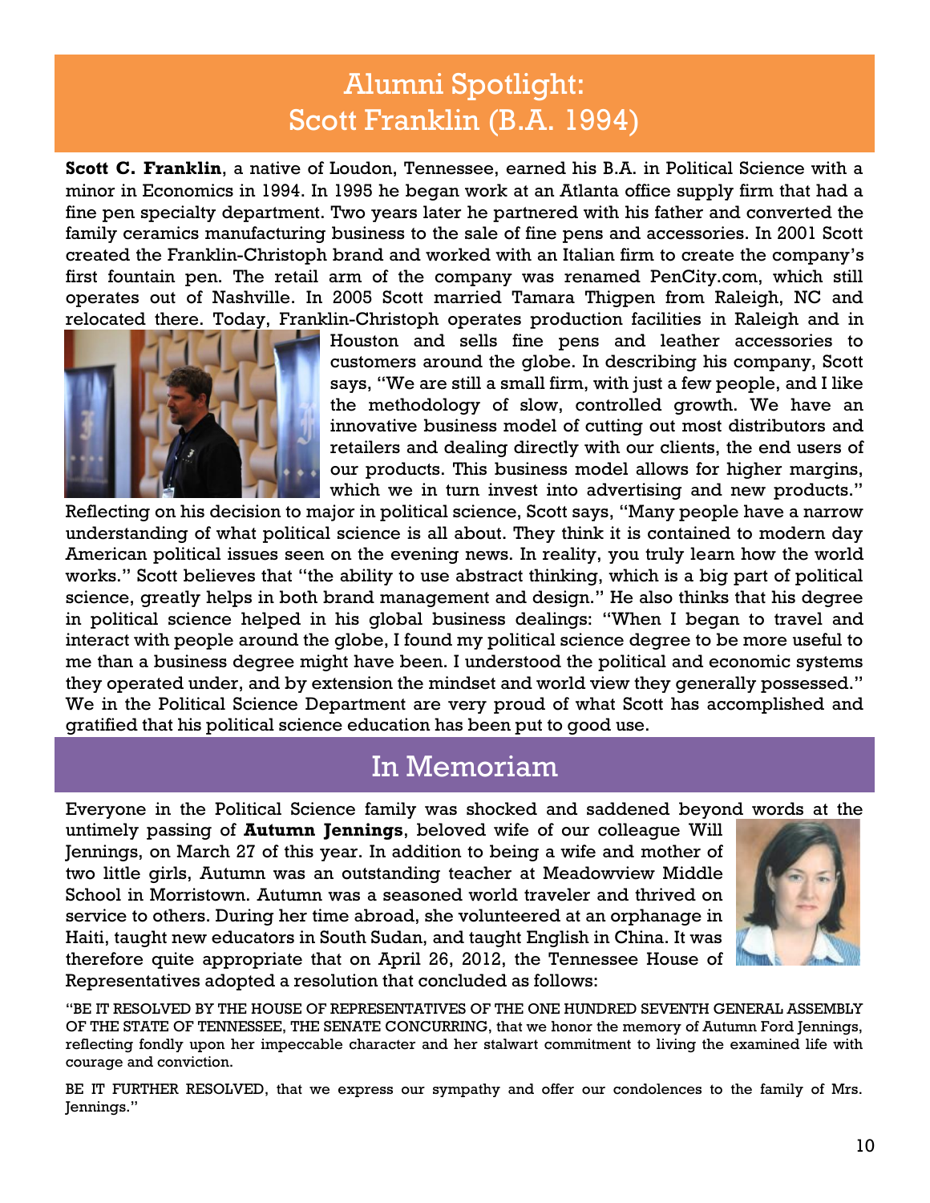## Alumni Spotlight: Scott Franklin (B.A. 1994)

**Scott C. Franklin**, a native of Loudon, Tennessee, earned his B.A. in Political Science with a minor in Economics in 1994. In 1995 he began work at an Atlanta office supply firm that had a fine pen specialty department. Two years later he partnered with his father and converted the family ceramics manufacturing business to the sale of fine pens and accessories. In 2001 Scott created the Franklin-Christoph brand and worked with an Italian firm to create the company's first fountain pen. The retail arm of the company was renamed PenCity.com, which still operates out of Nashville. In 2005 Scott married Tamara Thigpen from Raleigh, NC and relocated there. Today, Franklin-Christoph operates production facilities in Raleigh and in Houston and sells fine pens and leather accessories to customers around the globe. In describing his company, Scott says, "We are still a small firm, with just a few people, and I like the methodology of slow, controlled growth. We have an innovative business model of cutting out most distributors and retailers and dealing directly with our clients, the end users of our products. This business model allows for higher margins, which we in turn invest into advertising and new products." Reflecting on his decision to major in political science, Scott says, "Many people have a narrow understanding of what political science is all about. They think it is contained to modern day American political issues seen on the evening news. In reality, you truly learn how the world works." Scott believes that "the ability to use abstract thinking, which is a big part of political science, greatly helps in both brand management and design." He also thinks that his degree in political science helped in his global business dealings: "When I began to travel and interact with people around the globe, I found my political science degree to be more useful to me than a business degree might have been. I understood the political and economic systems they operated under, and by extension the mindset and world view they generally possessed." We in the Political Science Department are very proud of what Scott has accomplished and gratified that his political science education has been put to good use.

## In Memoriam

Everyone in the Political Science family was shocked and saddened beyond words at the untimely passing of **Autumn Jennings**, beloved wife of our colleague Will Jennings, on March 27 of this year. In addition to being a wife and mother of two little girls, Autumn was an outstanding teacher at Meadowview Middle School in Morristown. Autumn was a seasoned world traveler and thrived on service to others. During her time abroad, she volunteered at an orphanage in Haiti, taught new educators in South Sudan, and taught English in China. It was therefore quite appropriate that on April 26, 2012, the Tennessee House of Representatives adopted a resolution that concluded as follows:

"BE IT RESOLVED BY THE HOUSE OF REPRESENTATIVES OF THE ONE HUNDRED SEVENTH GENERAL ASSEMBLY OF THE STATE OF TENNESSEE, THE SENATE CONCURRING, that we honor the memory of Autumn Ford Jennings, reflecting fondly upon her impeccable character and her stalwart commitment to living the examined life with courage and conviction.

BE IT FURTHER RESOLVED, that we express our sympathy and offer our condolences to the family of Mrs. Jennings."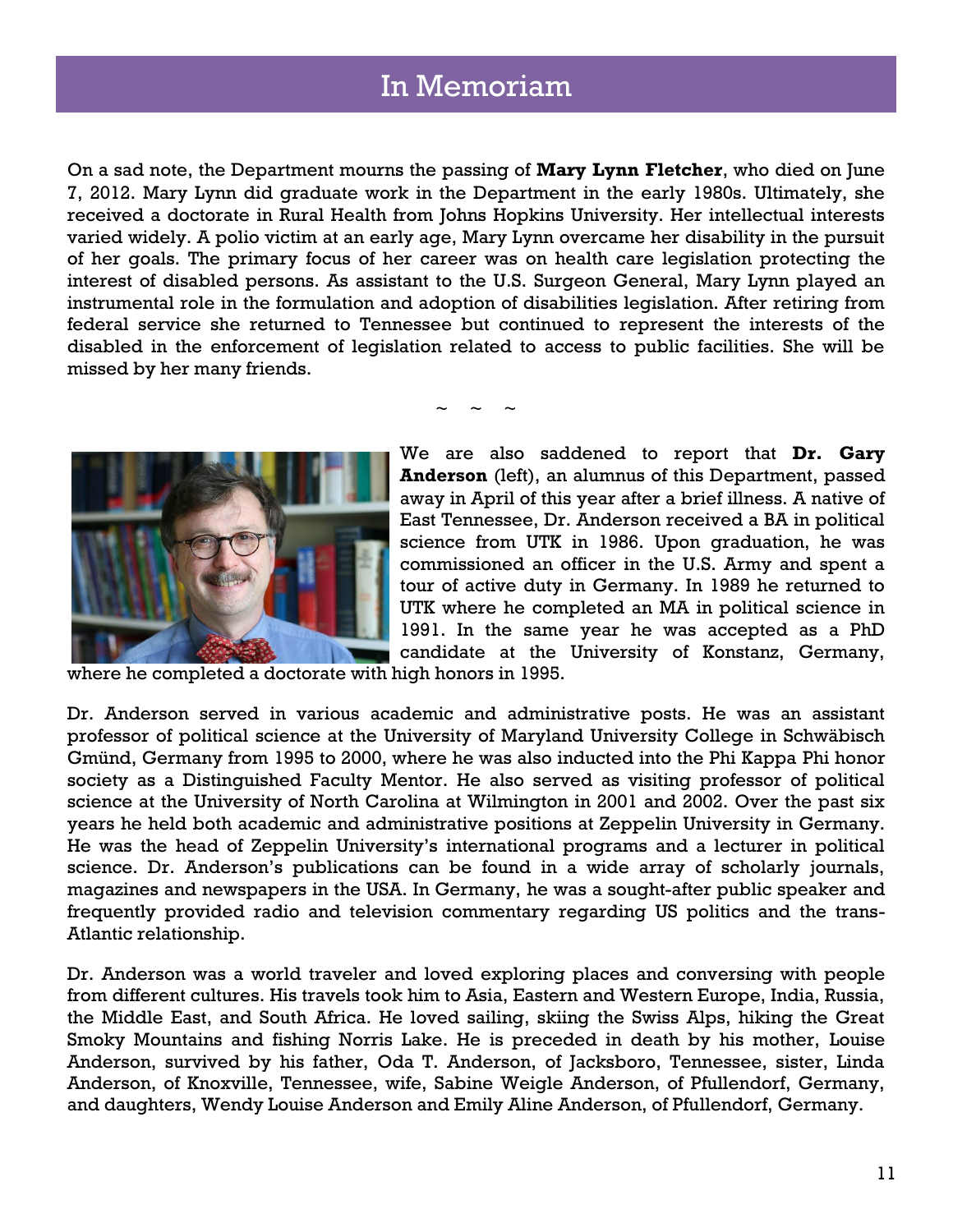# In Memoriam

On a sad note, the Department mourns the passing of **Mary Lynn Fletcher**, who died on June 7, 2012. Mary Lynn did graduate work in the Department in the early 1980s. Ultimately, she received a doctorate in Rural Health from Johns Hopkins University. Her intellectual interests varied widely. A polio victim at an early age, Mary Lynn overcame her disability in the pursuit of her goals. The primary focus of her career was on health care legislation protecting the interest of disabled persons. As assistant to the U.S. Surgeon General, Mary Lynn played an instrumental role in the formulation and adoption of disabilities legislation. After retiring from federal service she returned to Tennessee but continued to represent the interests of the disabled in the enforcement of legislation related to access to public facilities. She will be missed by her many friends.

~ ~ ~

We are also saddened to report that **Dr. Gary Anderson** (left), an alumnus of this Department, passed away in April of this year after a brief illness. A native of East Tennessee, Dr. Anderson received a BA in political science from UTK in 1986. Upon graduation, he was commissioned an officer in the U.S. Army and spent a tour of active duty in Germany. In 1989 he returned to UTK where he completed an MA in political science in 1991. In the same year he was accepted as a PhD candidate at the University of Konstanz, Germany, where he completed a doctorate with high honors in 1995.

Dr. Anderson served in various academic and administrative posts. He was an assistant professor of political science at the University of Maryland University College in Schwäbisch Gmünd, Germany from 1995 to 2000, where he was also inducted into the Phi Kappa Phi honor society as a Distinguished Faculty Mentor. He also served as visiting professor of political science at the University of North Carolina at Wilmington in 2001 and 2002. Over the past six years he held both academic and administrative positions at Zeppelin University in Germany. He was the head of Zeppelin University's international programs and a lecturer in political science. Dr. Anderson's publications can be found in a wide array of scholarly journals, magazines and newspapers in the USA. In Germany, he was a sought-after public speaker and frequently provided radio and television commentary regarding US politics and the trans-Atlantic relationship.

Dr. Anderson was a world traveler and loved exploring places and conversing with people from different cultures. His travels took him to Asia, Eastern and Western Europe, India, Russia, the Middle East, and South Africa. He loved sailing, skiing the Swiss Alps, hiking the Great Smoky Mountains and fishing Norris Lake. He is preceded in death by his mother, Louise Anderson, survived by his father, Oda T. Anderson, of Jacksboro, Tennessee, sister, Linda Anderson, of Knoxville, Tennessee, wife, Sabine Weigle Anderson, of Pfullendorf, Germany, and daughters, Wendy Louise Anderson and Emily Aline Anderson, of Pfullendorf, Germany.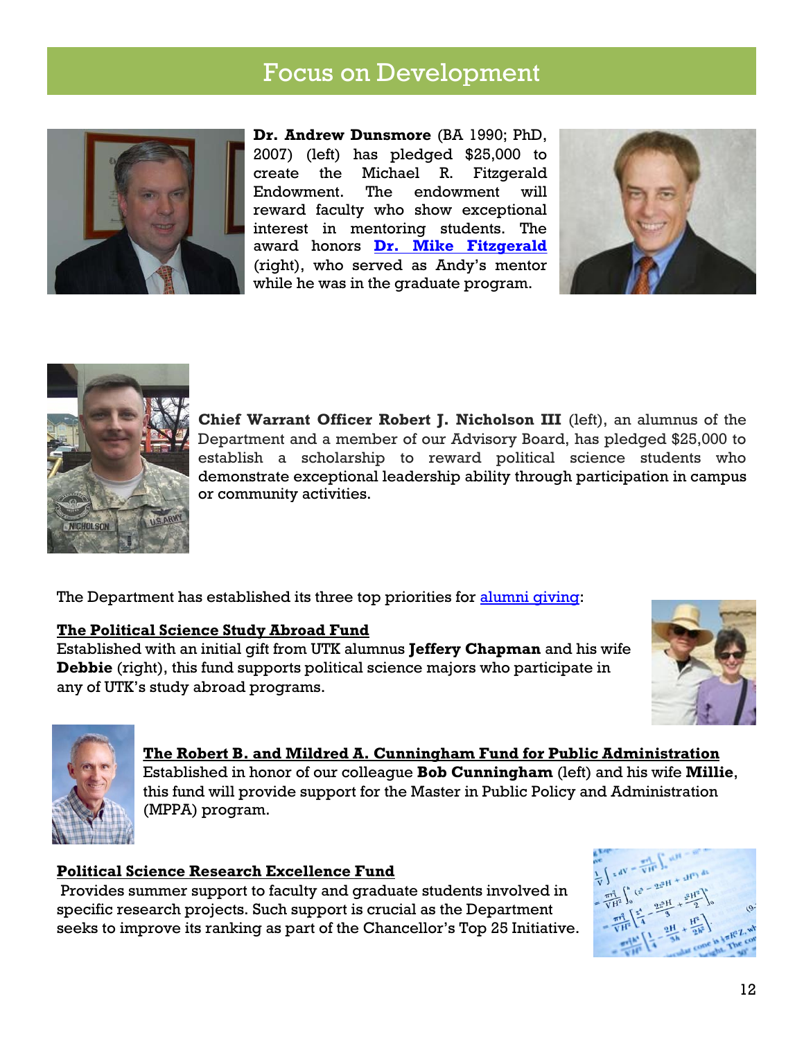# Focus on Development

**Dr. Andrew Dunsmore** (BA 1990; PhD, 2007) (left) has pledged $25,000 to create the Michael R. Fitzgerald Endowment. The endowment will reward faculty who show exceptional interest in mentoring students. The award honors **Dr. Mike Fitzgerald** (right), who served as Andy's mentor while he was in the graduate program.

**Chief Warrant Officer Robert J. Nicholson III** (left), an alumnus of the Department and a member of our Advisory Board, has pledged $25,000 to establish a scholarship to reward political science students who demonstrate exceptional leadership ability through participation in campus or community activities.

The Department has established its three top priorities for alumni giving:

**The Political Science Study Abroad Fund**
Established with an initial gift from UTK alumnus **Jeffery Chapman** and his wife **Debbie** (right), this fund supports political science majors who participate in any of UTK's study abroad programs.

**The Robert B. and Mildred A. Cunningham Fund for Public Administration**
Established in honor of our colleague **Bob Cunningham** (left) and his wife **Millie**, this fund will provide support for the Master in Public Policy and Administration (MPPA) program.

**Political Science Research Excellence Fund**
Provides summer support to faculty and graduate students involved in specific research projects. Such support is crucial as the Department seeks to improve its ranking as part of the Chancellor's Top 25 Initiative.